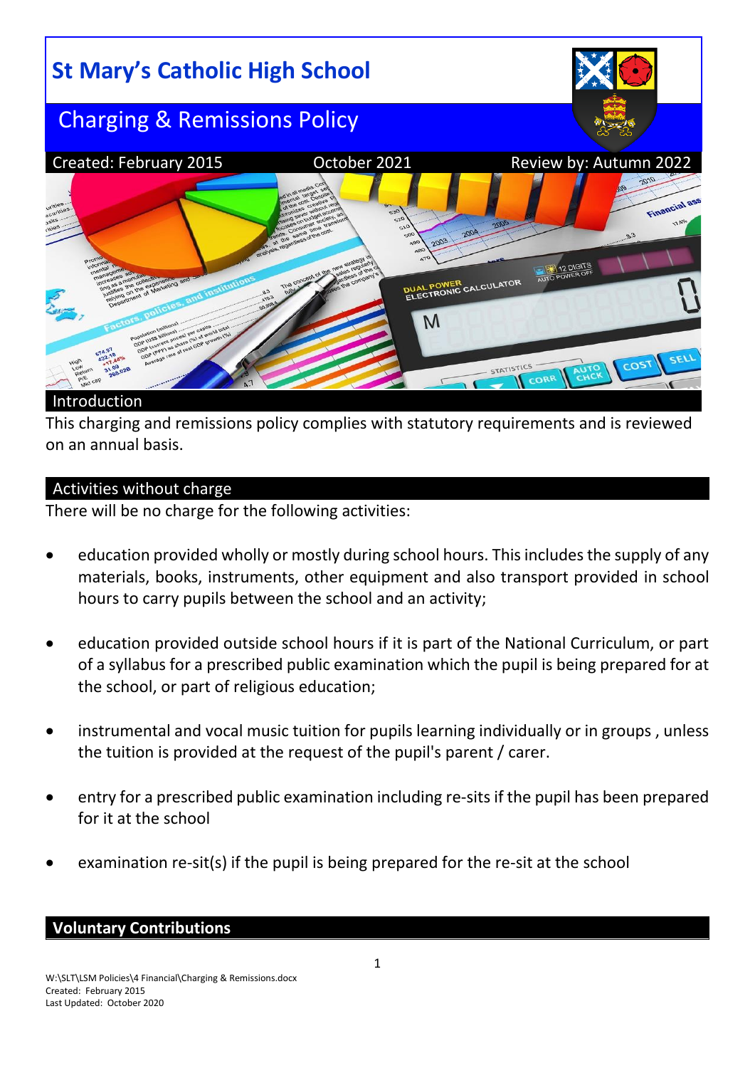# St Mary's Catholic High School

## Charging & Remissions Policy

Created: February 2015 October 2021 Review by: Autumn 2022

## Introduction

This charging and remissions policy complies with statutory requirements and is reviewed on an annual basis.

## Activities without charge

There will be no charge for the following activities:

- education provided wholly or mostly during school hours. This includes the supply of any materials, books, instruments, other equipment and also transport provided in school hours to carry pupils between the school and an activity;
- education provided outside school hours if it is part of the National Curriculum, or part of a syllabus for a prescribed public examination which the pupil is being prepared for at the school, or part of religious education;
- instrumental and vocal music tuition for pupils learning individually or in groups , unless the tuition is provided at the request of the pupil's parent / carer.
- entry for a prescribed public examination including re-sits if the pupil has been prepared for it at the school
- examination re-sit(s) if the pupil is being prepared for the re-sit at the school

## **Voluntary Contributions**

W:\SLT\LSM Policies\4 Financial\Charging & Remissions.docx
Created: February 2015
Last Updated: October 2020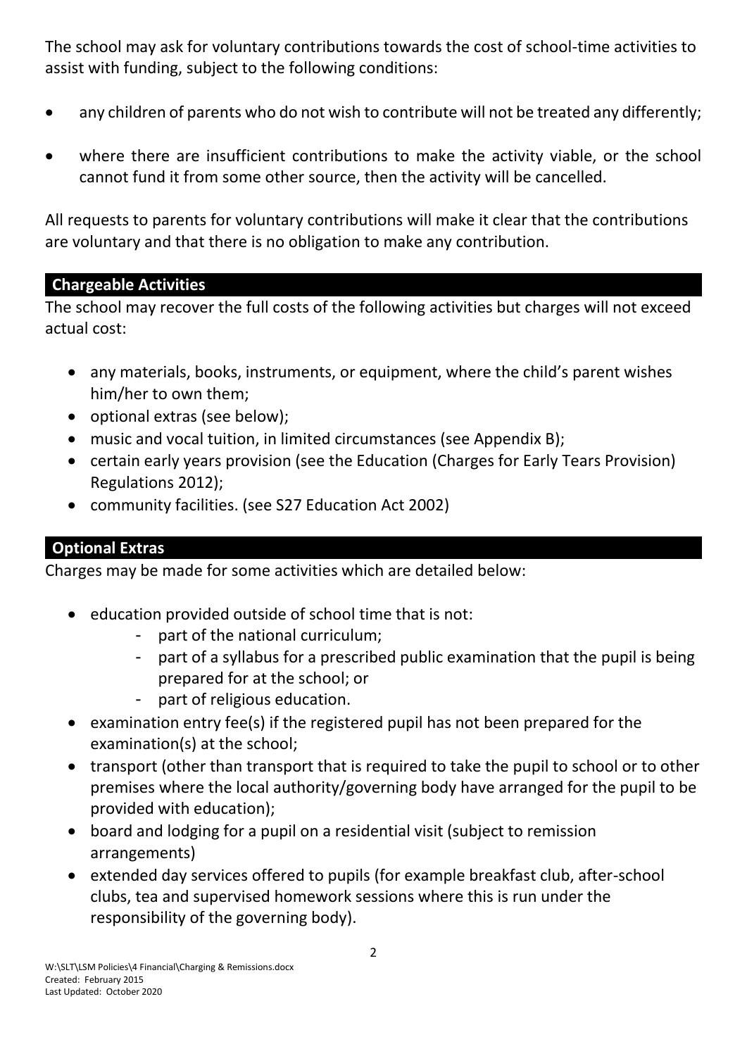The school may ask for voluntary contributions towards the cost of school-time activities to assist with funding, subject to the following conditions:

- any children of parents who do not wish to contribute will not be treated any differently;
- where there are insufficient contributions to make the activity viable, or the school cannot fund it from some other source, then the activity will be cancelled.

All requests to parents for voluntary contributions will make it clear that the contributions are voluntary and that there is no obligation to make any contribution.

## Chargeable Activities

The school may recover the full costs of the following activities but charges will not exceed actual cost:

- any materials, books, instruments, or equipment, where the child's parent wishes him/her to own them;
- optional extras (see below);
- music and vocal tuition, in limited circumstances (see Appendix B);
- certain early years provision (see the Education (Charges for Early Tears Provision) Regulations 2012);
- community facilities. (see S27 Education Act 2002)

## Optional Extras

Charges may be made for some activities which are detailed below:

- education provided outside of school time that is not:
  - part of the national curriculum;
  - part of a syllabus for a prescribed public examination that the pupil is being prepared for at the school; or
  - part of religious education.
- examination entry fee(s) if the registered pupil has not been prepared for the examination(s) at the school;
- transport (other than transport that is required to take the pupil to school or to other premises where the local authority/governing body have arranged for the pupil to be provided with education);
- board and lodging for a pupil on a residential visit (subject to remission arrangements)
- extended day services offered to pupils (for example breakfast club, after-school clubs, tea and supervised homework sessions where this is run under the responsibility of the governing body).

W:\SLT\LSM Policies\4 Financial\Charging & Remissions.docx
Created: February 2015
Last Updated: October 2020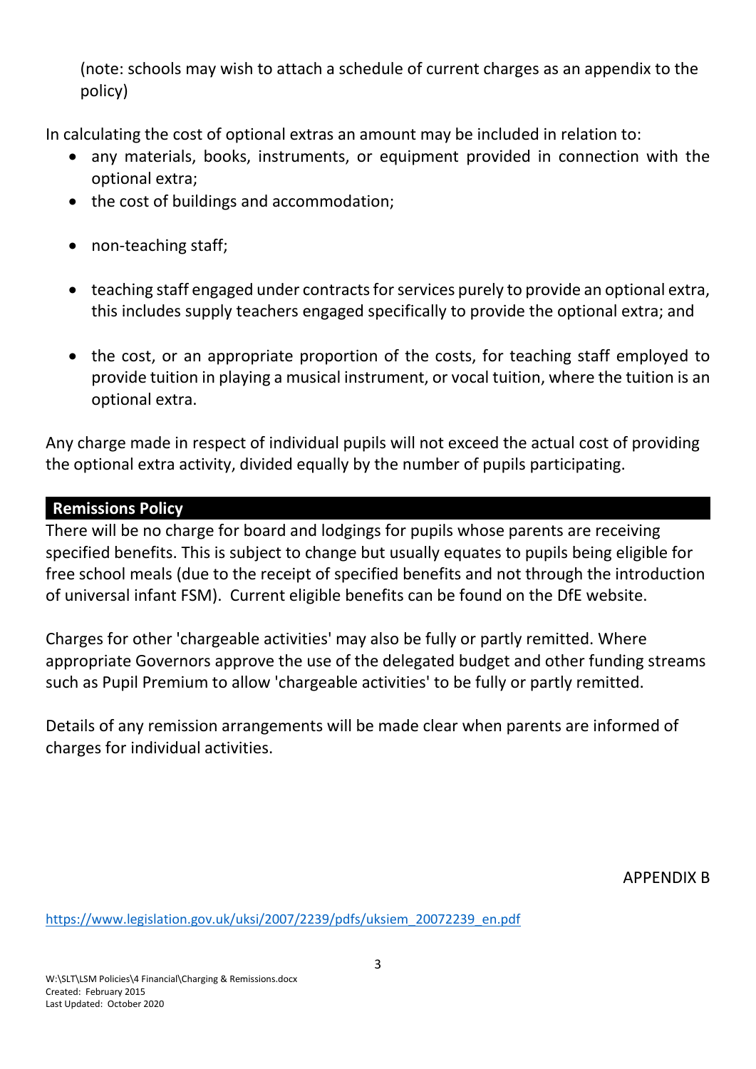(note: schools may wish to attach a schedule of current charges as an appendix to the policy)

In calculating the cost of optional extras an amount may be included in relation to:

- any materials, books, instruments, or equipment provided in connection with the optional extra;
- the cost of buildings and accommodation;
- non-teaching staff;
- teaching staff engaged under contracts for services purely to provide an optional extra, this includes supply teachers engaged specifically to provide the optional extra; and
- the cost, or an appropriate proportion of the costs, for teaching staff employed to provide tuition in playing a musical instrument, or vocal tuition, where the tuition is an optional extra.

Any charge made in respect of individual pupils will not exceed the actual cost of providing the optional extra activity, divided equally by the number of pupils participating.

## Remissions Policy

There will be no charge for board and lodgings for pupils whose parents are receiving specified benefits. This is subject to change but usually equates to pupils being eligible for free school meals (due to the receipt of specified benefits and not through the introduction of universal infant FSM). Current eligible benefits can be found on the DfE website.

Charges for other 'chargeable activities' may also be fully or partly remitted. Where appropriate Governors approve the use of the delegated budget and other funding streams such as Pupil Premium to allow 'chargeable activities' to be fully or partly remitted.

Details of any remission arrangements will be made clear when parents are informed of charges for individual activities.

APPENDIX B

https://www.legislation.gov.uk/uksi/2007/2239/pdfs/uksiem_20072239_en.pdf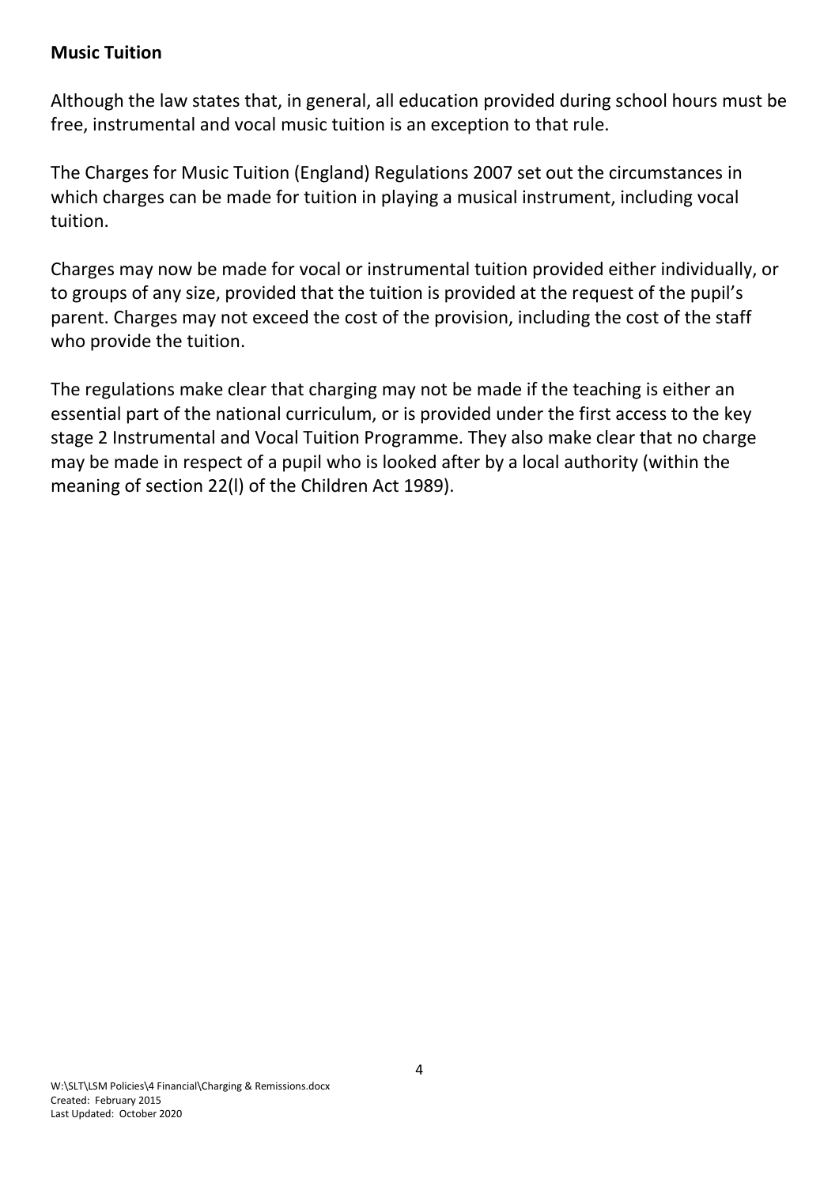**Music Tuition**

Although the law states that, in general, all education provided during school hours must be free, instrumental and vocal music tuition is an exception to that rule.

The Charges for Music Tuition (England) Regulations 2007 set out the circumstances in which charges can be made for tuition in playing a musical instrument, including vocal tuition.

Charges may now be made for vocal or instrumental tuition provided either individually, or to groups of any size, provided that the tuition is provided at the request of the pupil's parent. Charges may not exceed the cost of the provision, including the cost of the staff who provide the tuition.

The regulations make clear that charging may not be made if the teaching is either an essential part of the national curriculum, or is provided under the first access to the key stage 2 Instrumental and Vocal Tuition Programme. They also make clear that no charge may be made in respect of a pupil who is looked after by a local authority (within the meaning of section 22(l) of the Children Act 1989).